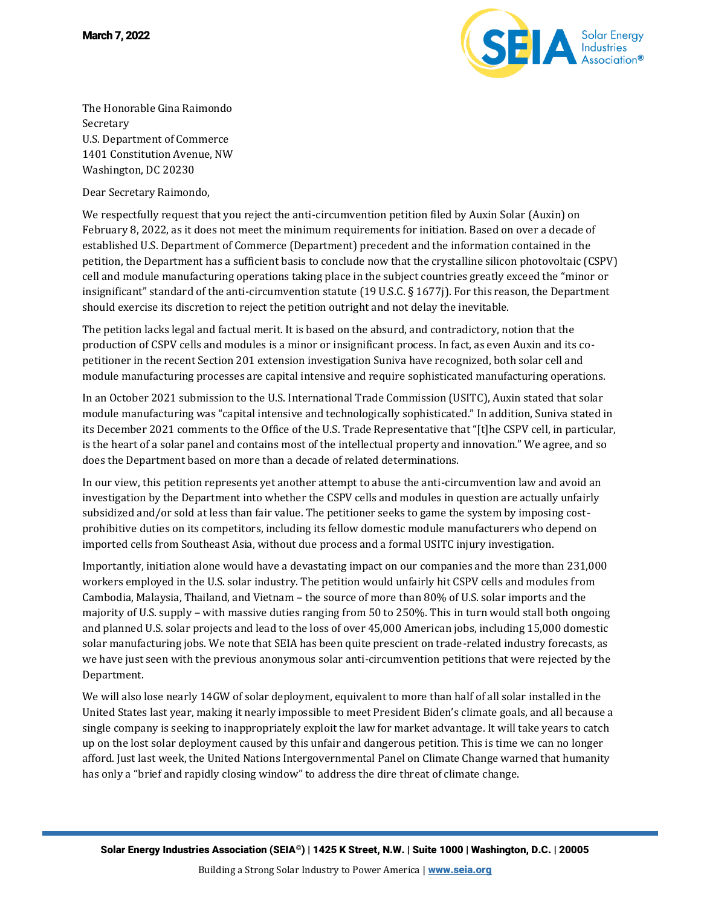**March 7, 2022**

The Honorable Gina Raimondo
Secretary
U.S. Department of Commerce
1401 Constitution Avenue, NW
Washington, DC 20230

Dear Secretary Raimondo,

We respectfully request that you reject the anti-circumvention petition filed by Auxin Solar (Auxin) on February 8, 2022, as it does not meet the minimum requirements for initiation. Based on over a decade of established U.S. Department of Commerce (Department) precedent and the information contained in the petition, the Department has a sufficient basis to conclude now that the crystalline silicon photovoltaic (CSPV) cell and module manufacturing operations taking place in the subject countries greatly exceed the "minor or insignificant" standard of the anti-circumvention statute (19 U.S.C. § 1677j). For this reason, the Department should exercise its discretion to reject the petition outright and not delay the inevitable.

The petition lacks legal and factual merit. It is based on the absurd, and contradictory, notion that the production of CSPV cells and modules is a minor or insignificant process. In fact, as even Auxin and its co-petitioner in the recent Section 201 extension investigation Suniva have recognized, both solar cell and module manufacturing processes are capital intensive and require sophisticated manufacturing operations.

In an October 2021 submission to the U.S. International Trade Commission (USITC), Auxin stated that solar module manufacturing was "capital intensive and technologically sophisticated." In addition, Suniva stated in its December 2021 comments to the Office of the U.S. Trade Representative that "[t]he CSPV cell, in particular, is the heart of a solar panel and contains most of the intellectual property and innovation." We agree, and so does the Department based on more than a decade of related determinations.

In our view, this petition represents yet another attempt to abuse the anti-circumvention law and avoid an investigation by the Department into whether the CSPV cells and modules in question are actually unfairly subsidized and/or sold at less than fair value. The petitioner seeks to game the system by imposing cost-prohibitive duties on its competitors, including its fellow domestic module manufacturers who depend on imported cells from Southeast Asia, without due process and a formal USITC injury investigation.

Importantly, initiation alone would have a devastating impact on our companies and the more than 231,000 workers employed in the U.S. solar industry. The petition would unfairly hit CSPV cells and modules from Cambodia, Malaysia, Thailand, and Vietnam – the source of more than 80% of U.S. solar imports and the majority of U.S. supply – with massive duties ranging from 50 to 250%. This in turn would stall both ongoing and planned U.S. solar projects and lead to the loss of over 45,000 American jobs, including 15,000 domestic solar manufacturing jobs. We note that SEIA has been quite prescient on trade-related industry forecasts, as we have just seen with the previous anonymous solar anti-circumvention petitions that were rejected by the Department.

We will also lose nearly 14GW of solar deployment, equivalent to more than half of all solar installed in the United States last year, making it nearly impossible to meet President Biden's climate goals, and all because a single company is seeking to inappropriately exploit the law for market advantage. It will take years to catch up on the lost solar deployment caused by this unfair and dangerous petition. This is time we can no longer afford. Just last week, the United Nations Intergovernmental Panel on Climate Change warned that humanity has only a "brief and rapidly closing window" to address the dire threat of climate change.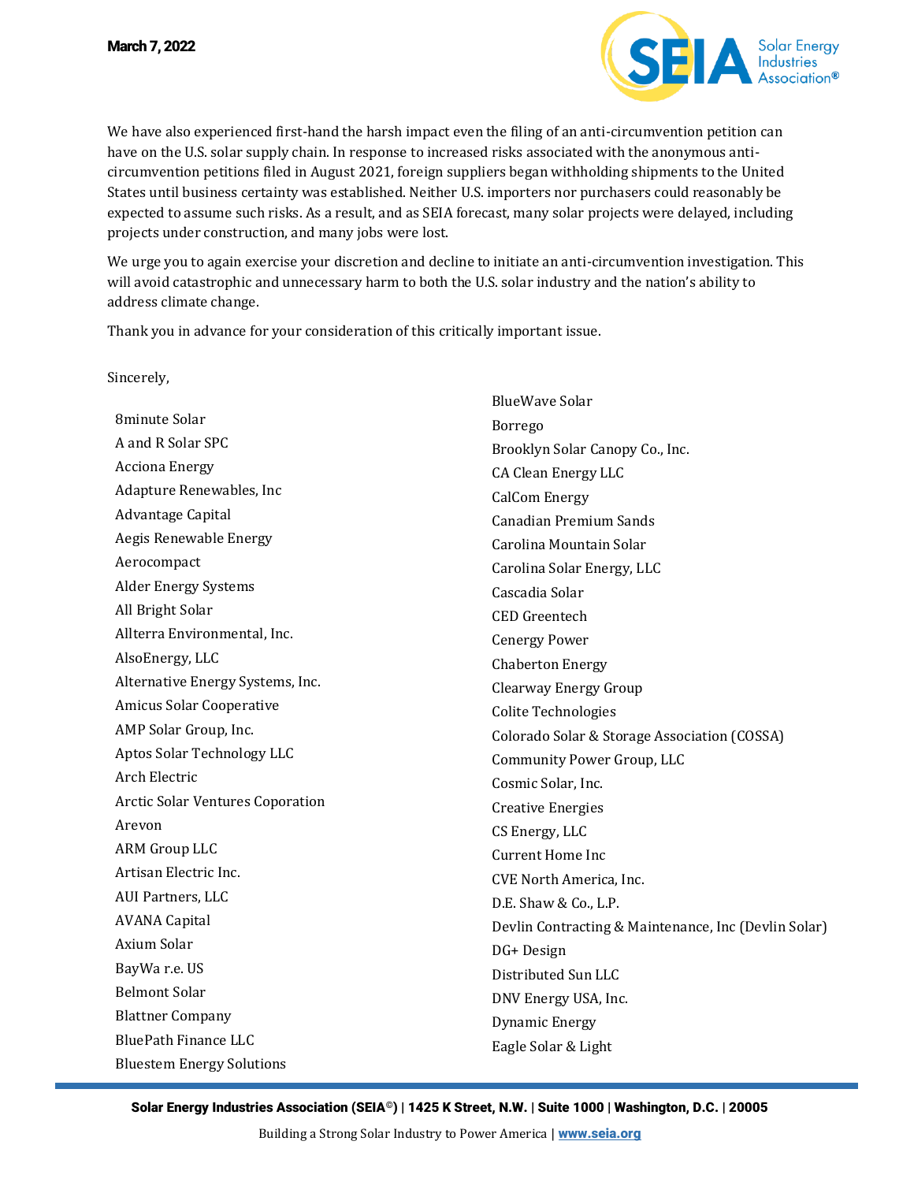We have also experienced first-hand the harsh impact even the filing of an anti-circumvention petition can have on the U.S. solar supply chain. In response to increased risks associated with the anonymous anti-circumvention petitions filed in August 2021, foreign suppliers began withholding shipments to the United States until business certainty was established. Neither U.S. importers nor purchasers could reasonably be expected to assume such risks. As a result, and as SEIA forecast, many solar projects were delayed, including projects under construction, and many jobs were lost.

We urge you to again exercise your discretion and decline to initiate an anti-circumvention investigation. This will avoid catastrophic and unnecessary harm to both the U.S. solar industry and the nation's ability to address climate change.

Thank you in advance for your consideration of this critically important issue.

Sincerely,

8minute Solar
A and R Solar SPC
Acciona Energy
Adapture Renewables, Inc
Advantage Capital
Aegis Renewable Energy
Aerocompact
Alder Energy Systems
All Bright Solar
Allterra Environmental, Inc.
AlsoEnergy, LLC
Alternative Energy Systems, Inc.
Amicus Solar Cooperative
AMP Solar Group, Inc.
Aptos Solar Technology LLC
Arch Electric
Arctic Solar Ventures Coporation
Arevon
ARM Group LLC
Artisan Electric Inc.
AUI Partners, LLC
AVANA Capital
Axium Solar
BayWa r.e. US
Belmont Solar
Blattner Company
BluePath Finance LLC
Bluestem Energy Solutions
BlueWave Solar
Borrego
Brooklyn Solar Canopy Co., Inc.
CA Clean Energy LLC
CalCom Energy
Canadian Premium Sands
Carolina Mountain Solar
Carolina Solar Energy, LLC
Cascadia Solar
CED Greentech
Cenergy Power
Chaberton Energy
Clearway Energy Group
Colite Technologies
Colorado Solar & Storage Association (COSSA)
Community Power Group, LLC
Cosmic Solar, Inc.
Creative Energies
CS Energy, LLC
Current Home Inc
CVE North America, Inc.
D.E. Shaw & Co., L.P.
Devlin Contracting & Maintenance, Inc (Devlin Solar)
DG+ Design
Distributed Sun LLC
DNV Energy USA, Inc.
Dynamic Energy
Eagle Solar & Light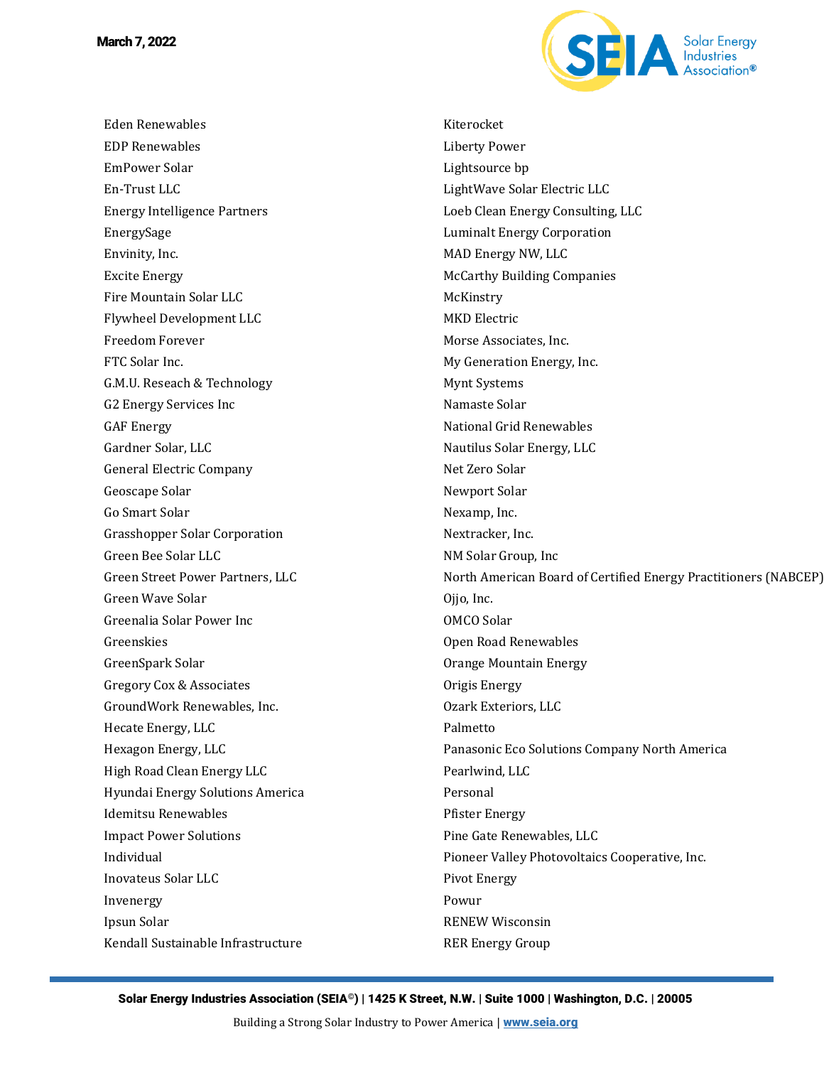Eden Renewables
EDP Renewables
EmPower Solar
En-Trust LLC
Energy Intelligence Partners
EnergySage
Envinity, Inc.
Excite Energy
Fire Mountain Solar LLC
Flywheel Development LLC
Freedom Forever
FTC Solar Inc.
G.M.U. Reseach & Technology
G2 Energy Services Inc
GAF Energy
Gardner Solar, LLC
General Electric Company
Geoscape Solar
Go Smart Solar
Grasshopper Solar Corporation
Green Bee Solar LLC
Green Street Power Partners, LLC
Green Wave Solar
Greenalia Solar Power Inc
Greenskies
GreenSpark Solar
Gregory Cox & Associates
GroundWork Renewables, Inc.
Hecate Energy, LLC
Hexagon Energy, LLC
High Road Clean Energy LLC
Hyundai Energy Solutions America
Idemitsu Renewables
Impact Power Solutions
Individual
Inovateus Solar LLC
Invenergy
Ipsun Solar
Kendall Sustainable Infrastructure
Kiterocket
Liberty Power
Lightsource bp
LightWave Solar Electric LLC
Loeb Clean Energy Consulting, LLC
Luminalt Energy Corporation
MAD Energy NW, LLC
McCarthy Building Companies
McKinstry
MKD Electric
Morse Associates, Inc.
My Generation Energy, Inc.
Mynt Systems
Namaste Solar
National Grid Renewables
Nautilus Solar Energy, LLC
Net Zero Solar
Newport Solar
Nexamp, Inc.
Nextracker, Inc.
NM Solar Group, Inc
North American Board of Certified Energy Practitioners (NABCEP)
Ojjo, Inc.
OMCO Solar
Open Road Renewables
Orange Mountain Energy
Origis Energy
Ozark Exteriors, LLC
Palmetto
Panasonic Eco Solutions Company North America
Pearlwind, LLC
Personal
Pfister Energy
Pine Gate Renewables, LLC
Pioneer Valley Photovoltaics Cooperative, Inc.
Pivot Energy
Powur
RENEW Wisconsin
RER Energy Group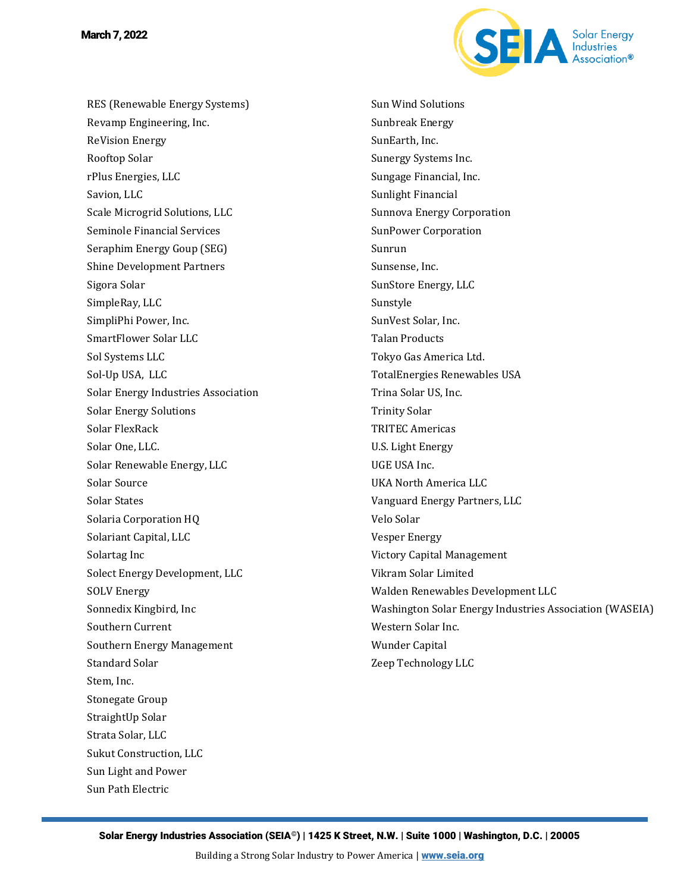RES (Renewable Energy Systems)
Revamp Engineering, Inc.
ReVision Energy
Rooftop Solar
rPlus Energies, LLC
Savion, LLC
Scale Microgrid Solutions, LLC
Seminole Financial Services
Seraphim Energy Goup (SEG)
Shine Development Partners
Sigora Solar
SimpleRay, LLC
SimpliPhi Power, Inc.
SmartFlower Solar LLC
Sol Systems LLC
Sol-Up USA, LLC
Solar Energy Industries Association
Solar Energy Solutions
Solar FlexRack
Solar One, LLC.
Solar Renewable Energy, LLC
Solar Source
Solar States
Solaria Corporation HQ
Solariant Capital, LLC
Solartag Inc
Solect Energy Development, LLC
SOLV Energy
Sonnedix Kingbird, Inc
Southern Current
Southern Energy Management
Standard Solar
Stem, Inc.
Stonegate Group
StraightUp Solar
Strata Solar, LLC
Sukut Construction, LLC
Sun Light and Power
Sun Path Electric
Sun Wind Solutions
Sunbreak Energy
SunEarth, Inc.
Sunergy Systems Inc.
Sungage Financial, Inc.
Sunlight Financial
Sunnova Energy Corporation
SunPower Corporation
Sunrun
Sunsense, Inc.
SunStore Energy, LLC
Sunstyle
SunVest Solar, Inc.
Talan Products
Tokyo Gas America Ltd.
TotalEnergies Renewables USA
Trina Solar US, Inc.
Trinity Solar
TRITEC Americas
U.S. Light Energy
UGE USA Inc.
UKA North America LLC
Vanguard Energy Partners, LLC
Velo Solar
Vesper Energy
Victory Capital Management
Vikram Solar Limited
Walden Renewables Development LLC
Washington Solar Energy Industries Association (WASEIA)
Western Solar Inc.
Wunder Capital
Zeep Technology LLC